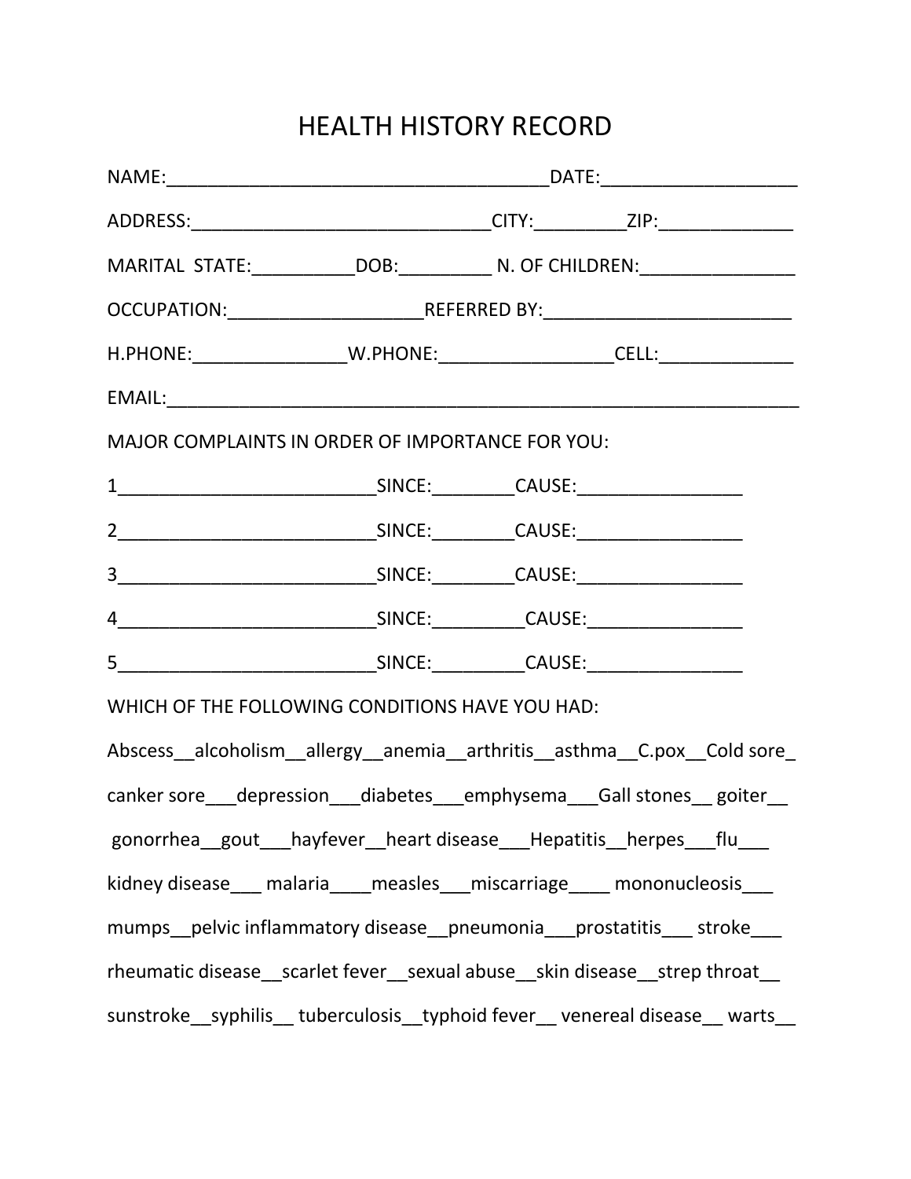# HEALTH HISTORY RECORD

NAME:_____________________________________DATE:__________________

ADDRESS:_____________________________CITY:_________ZIP:_____________

MARITAL STATE:__________DOB:_________ N. OF CHILDREN:_______________

OCCUPATION:___________________REFERRED BY:________________________

H.PHONE:_______________W.PHONE:_________________CELL:_____________

EMAIL:______________________________________________________________

MAJOR COMPLAINTS IN ORDER OF IMPORTANCE FOR YOU:

1__________________________SINCE:________CAUSE:________________

2__________________________SINCE:________CAUSE:________________

3__________________________SINCE:________CAUSE:________________

4__________________________SINCE:_________CAUSE:_______________

5__________________________SINCE:_________CAUSE:_______________

WHICH OF THE FOLLOWING CONDITIONS HAVE YOU HAD:

Abscess__alcoholism__allergy__anemia__arthritis__asthma__C.pox__Cold sore_

canker sore___depression___diabetes___emphysema___Gall stones__ goiter__

gonorrhea__gout___hayfever__heart disease___Hepatitis__herpes___flu___

kidney disease___ malaria____measles___miscarriage____ mononucleosis___

mumps__pelvic inflammatory disease__pneumonia___prostatitis___ stroke___

rheumatic disease__scarlet fever__sexual abuse__skin disease__strep throat__

sunstroke__syphilis__ tuberculosis__typhoid fever__ venereal disease__ warts__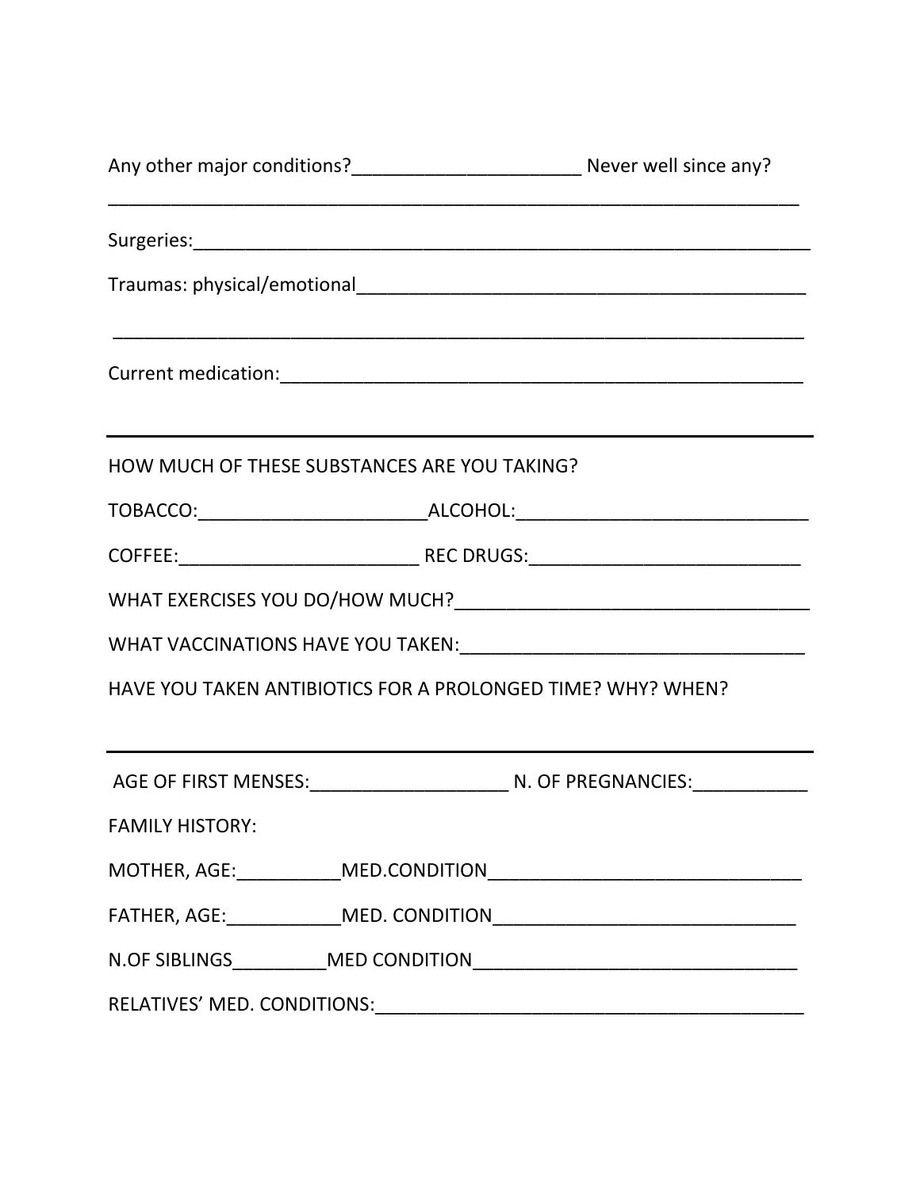Any other major conditions?______________________ Never well since any?

___________________________________________________________________

Surgeries:____________________________________________________________

Traumas: physical/emotional____________________________________________

___________________________________________________________________

Current medication:_____________________________________________________

---

HOW MUCH OF THESE SUBSTANCES ARE YOU TAKING?

TOBACCO:______________________ALCOHOL:____________________________

COFFEE:_______________________ REC DRUGS:__________________________

WHAT EXERCISES YOU DO/HOW MUCH?__________________________________

WHAT VACCINATIONS HAVE YOU TAKEN:________________________________

HAVE YOU TAKEN ANTIBIOTICS FOR A PROLONGED TIME? WHY? WHEN?

---

AGE OF FIRST MENSES:___________________ N. OF PREGNANCIES:___________

FAMILY HISTORY:

MOTHER, AGE:__________MED.CONDITION_____________________________

FATHER, AGE:___________MED. CONDITION____________________________

N.OF SIBLINGS_________MED CONDITION______________________________

RELATIVES' MED. CONDITIONS:_____________________________________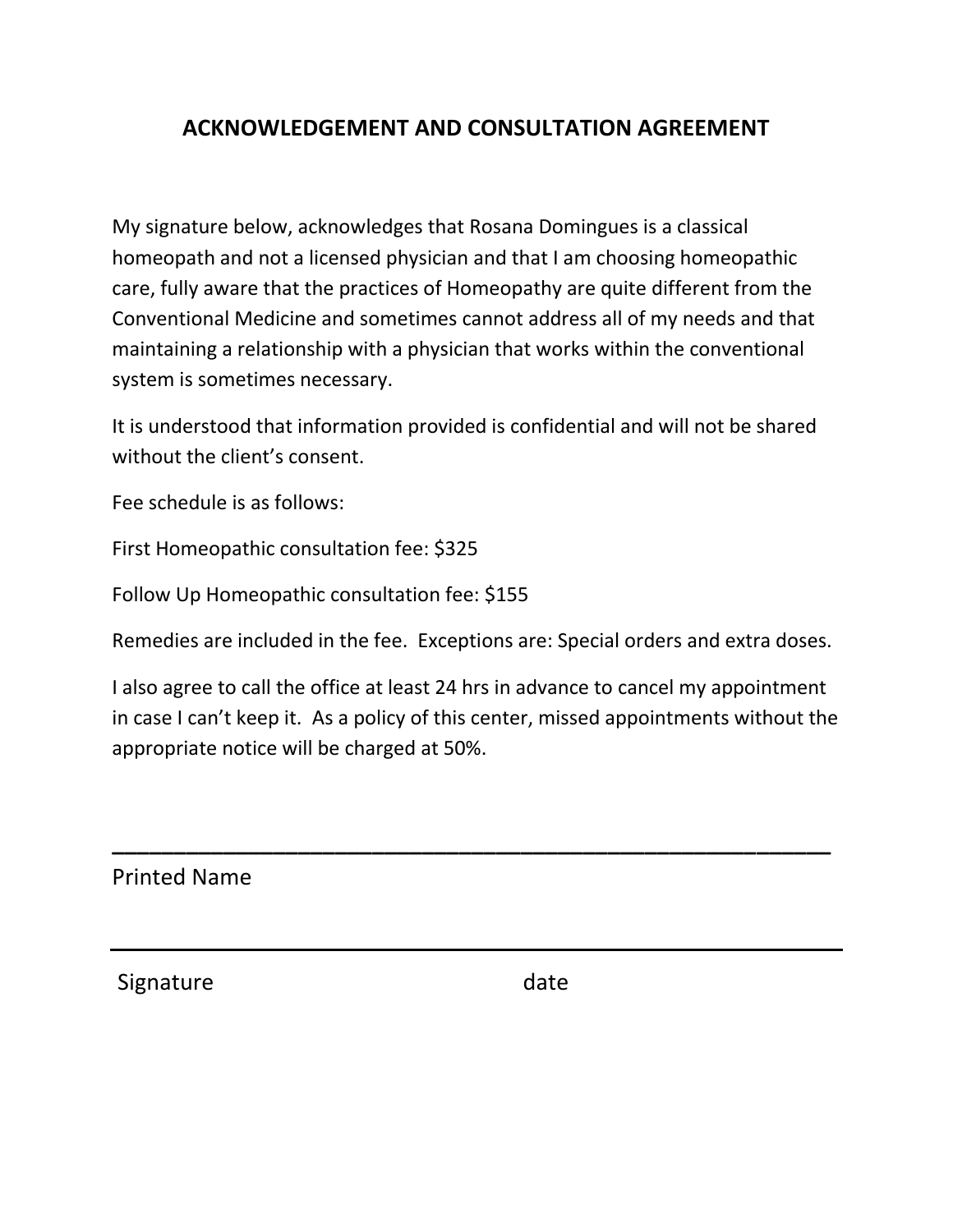# ACKNOWLEDGEMENT AND CONSULTATION AGREEMENT

My signature below, acknowledges that Rosana Domingues is a classical homeopath and not a licensed physician and that I am choosing homeopathic care, fully aware that the practices of Homeopathy are quite different from the Conventional Medicine and sometimes cannot address all of my needs and that maintaining a relationship with a physician that works within the conventional system is sometimes necessary.

It is understood that information provided is confidential and will not be shared without the client's consent.

Fee schedule is as follows:

First Homeopathic consultation fee: $325

Follow Up Homeopathic consultation fee: $155

Remedies are included in the fee. Exceptions are: Special orders and extra doses.

I also agree to call the office at least 24 hrs in advance to cancel my appointment in case I can't keep it. As a policy of this center, missed appointments without the appropriate notice will be charged at 50%.

\_\_\_\_\_\_\_\_\_\_\_\_\_\_\_\_\_\_\_\_\_\_\_\_\_\_\_\_\_\_\_\_\_\_\_\_\_\_\_\_\_\_\_\_\_\_\_\_\_\_

Printed Name

\_\_\_\_\_\_\_\_\_\_\_\_\_\_\_\_\_\_\_\_\_\_\_\_\_\_\_\_\_\_\_\_\_\_\_\_\_\_\_\_\_\_\_\_\_\_\_\_\_\_

Signature date